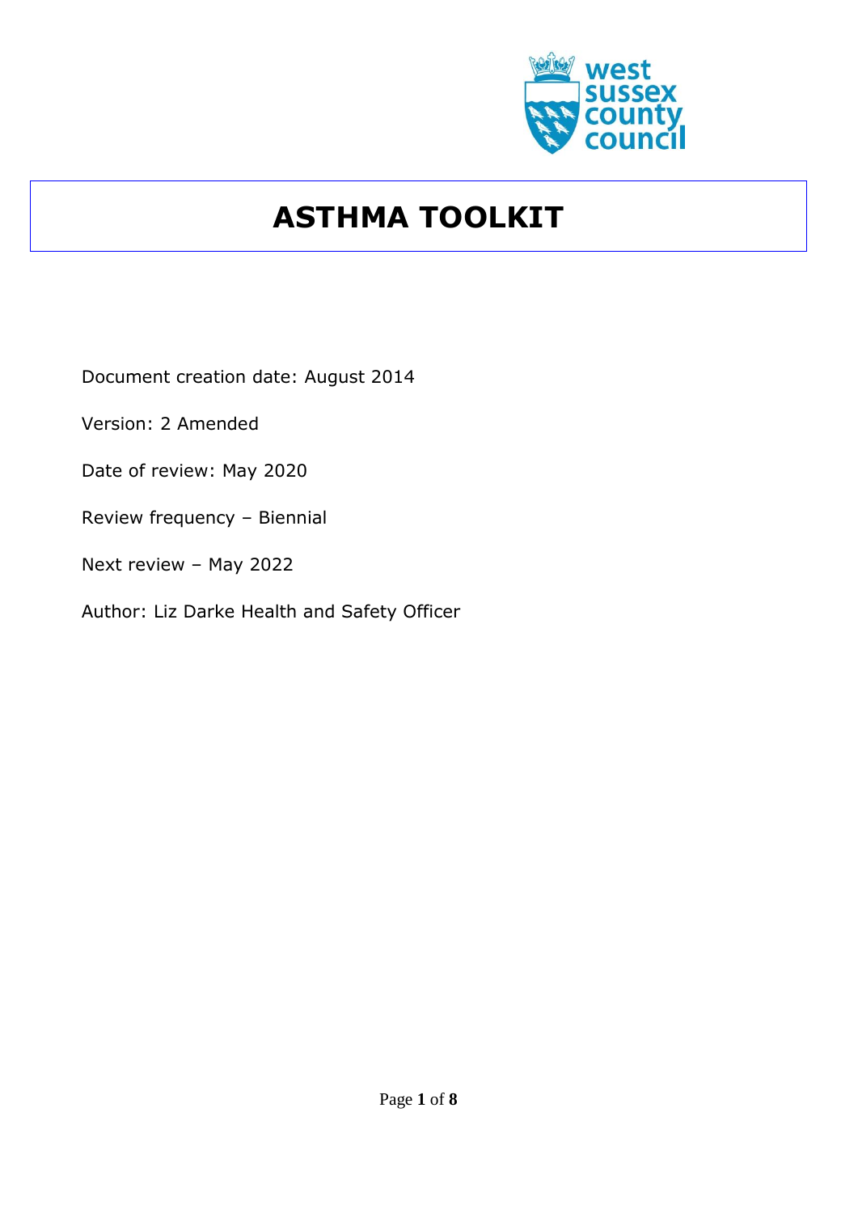# ASTHMA TOOLKIT

Document creation date: August 2014

Version: 2 Amended

Date of review: May 2020

Review frequency – Biennial

Next review – May 2022

Author: Liz Darke Health and Safety Officer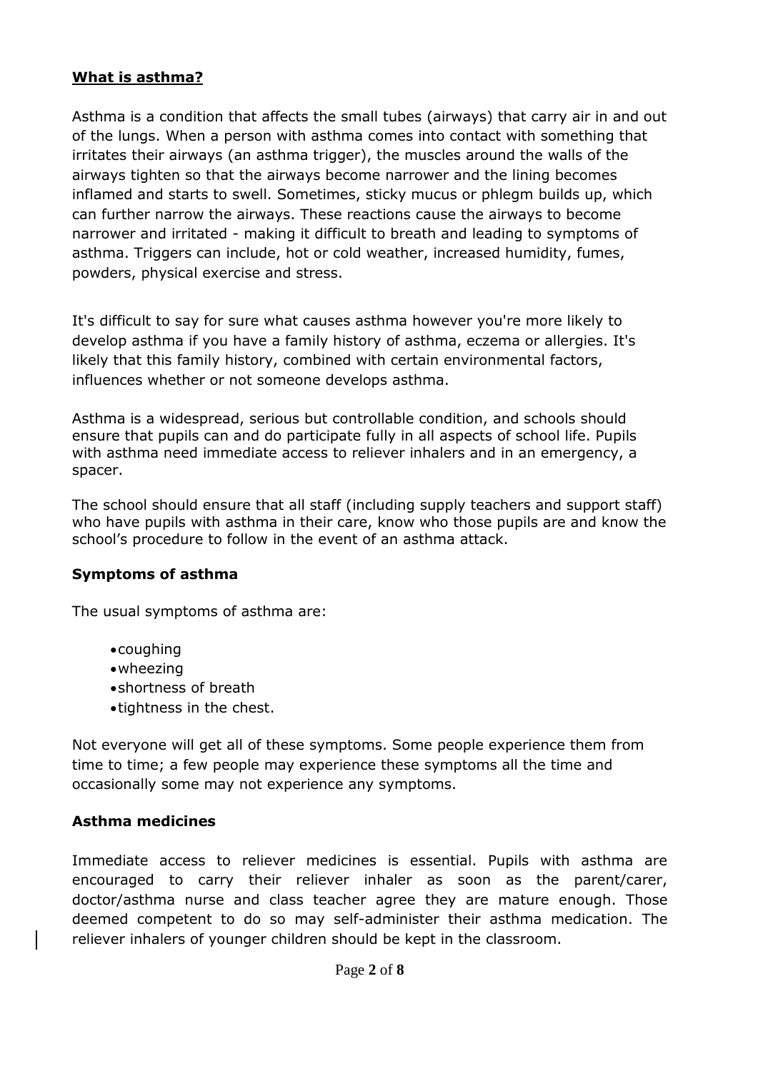## What is asthma?

Asthma is a condition that affects the small tubes (airways) that carry air in and out of the lungs. When a person with asthma comes into contact with something that irritates their airways (an asthma trigger), the muscles around the walls of the airways tighten so that the airways become narrower and the lining becomes inflamed and starts to swell. Sometimes, sticky mucus or phlegm builds up, which can further narrow the airways. These reactions cause the airways to become narrower and irritated - making it difficult to breath and leading to symptoms of asthma. Triggers can include, hot or cold weather, increased humidity, fumes, powders, physical exercise and stress.

It's difficult to say for sure what causes asthma however you're more likely to develop asthma if you have a family history of asthma, eczema or allergies. It's likely that this family history, combined with certain environmental factors, influences whether or not someone develops asthma.

Asthma is a widespread, serious but controllable condition, and schools should ensure that pupils can and do participate fully in all aspects of school life. Pupils with asthma need immediate access to reliever inhalers and in an emergency, a spacer.

The school should ensure that all staff (including supply teachers and support staff) who have pupils with asthma in their care, know who those pupils are and know the school's procedure to follow in the event of an asthma attack.

### Symptoms of asthma

The usual symptoms of asthma are:

- coughing
- wheezing
- shortness of breath
- tightness in the chest.

Not everyone will get all of these symptoms. Some people experience them from time to time; a few people may experience these symptoms all the time and occasionally some may not experience any symptoms.

### Asthma medicines

Immediate access to reliever medicines is essential. Pupils with asthma are encouraged to carry their reliever inhaler as soon as the parent/carer, doctor/asthma nurse and class teacher agree they are mature enough. Those deemed competent to do so may self-administer their asthma medication. The reliever inhalers of younger children should be kept in the classroom.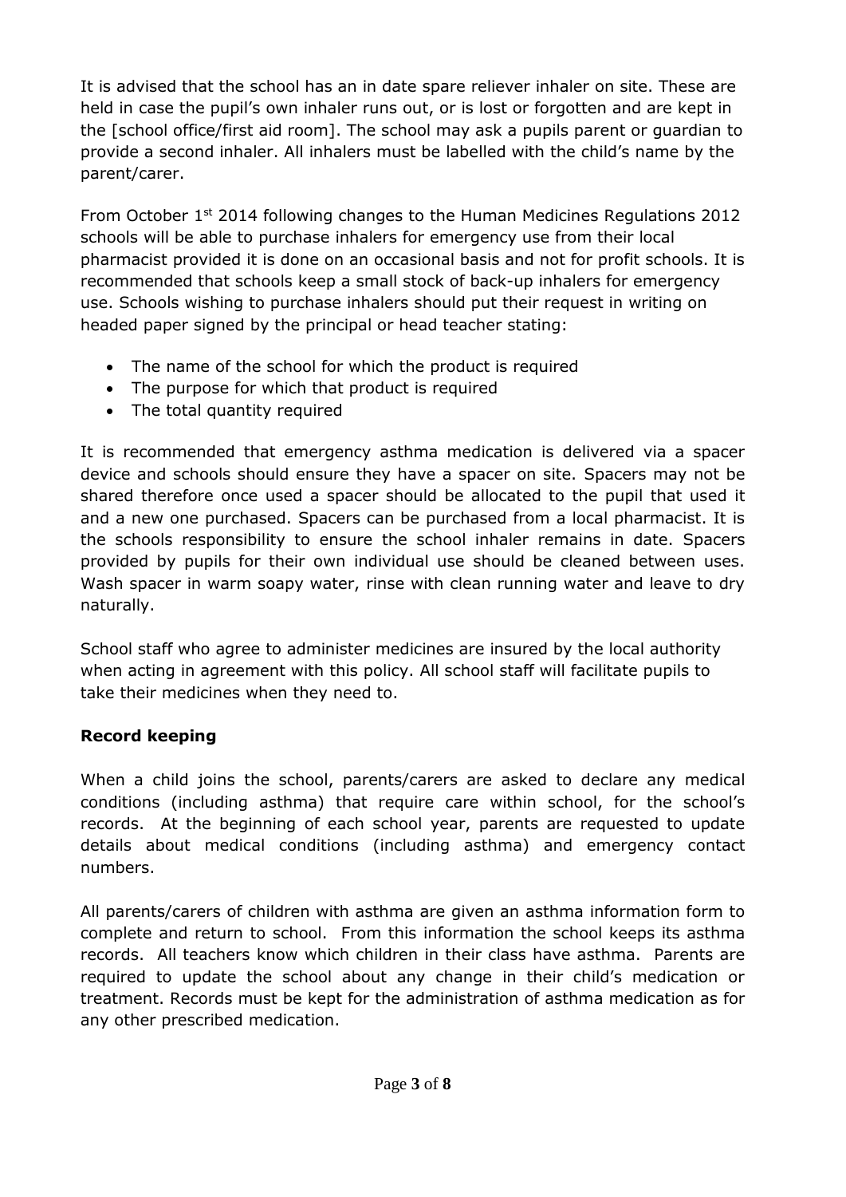It is advised that the school has an in date spare reliever inhaler on site. These are held in case the pupil's own inhaler runs out, or is lost or forgotten and are kept in the [school office/first aid room]. The school may ask a pupils parent or guardian to provide a second inhaler. All inhalers must be labelled with the child's name by the parent/carer.

From October 1st 2014 following changes to the Human Medicines Regulations 2012 schools will be able to purchase inhalers for emergency use from their local pharmacist provided it is done on an occasional basis and not for profit schools. It is recommended that schools keep a small stock of back-up inhalers for emergency use. Schools wishing to purchase inhalers should put their request in writing on headed paper signed by the principal or head teacher stating:

- The name of the school for which the product is required
- The purpose for which that product is required
- The total quantity required

It is recommended that emergency asthma medication is delivered via a spacer device and schools should ensure they have a spacer on site. Spacers may not be shared therefore once used a spacer should be allocated to the pupil that used it and a new one purchased. Spacers can be purchased from a local pharmacist. It is the schools responsibility to ensure the school inhaler remains in date. Spacers provided by pupils for their own individual use should be cleaned between uses. Wash spacer in warm soapy water, rinse with clean running water and leave to dry naturally.

School staff who agree to administer medicines are insured by the local authority when acting in agreement with this policy. All school staff will facilitate pupils to take their medicines when they need to.

**Record keeping**

When a child joins the school, parents/carers are asked to declare any medical conditions (including asthma) that require care within school, for the school's records. At the beginning of each school year, parents are requested to update details about medical conditions (including asthma) and emergency contact numbers.

All parents/carers of children with asthma are given an asthma information form to complete and return to school. From this information the school keeps its asthma records. All teachers know which children in their class have asthma. Parents are required to update the school about any change in their child's medication or treatment. Records must be kept for the administration of asthma medication as for any other prescribed medication.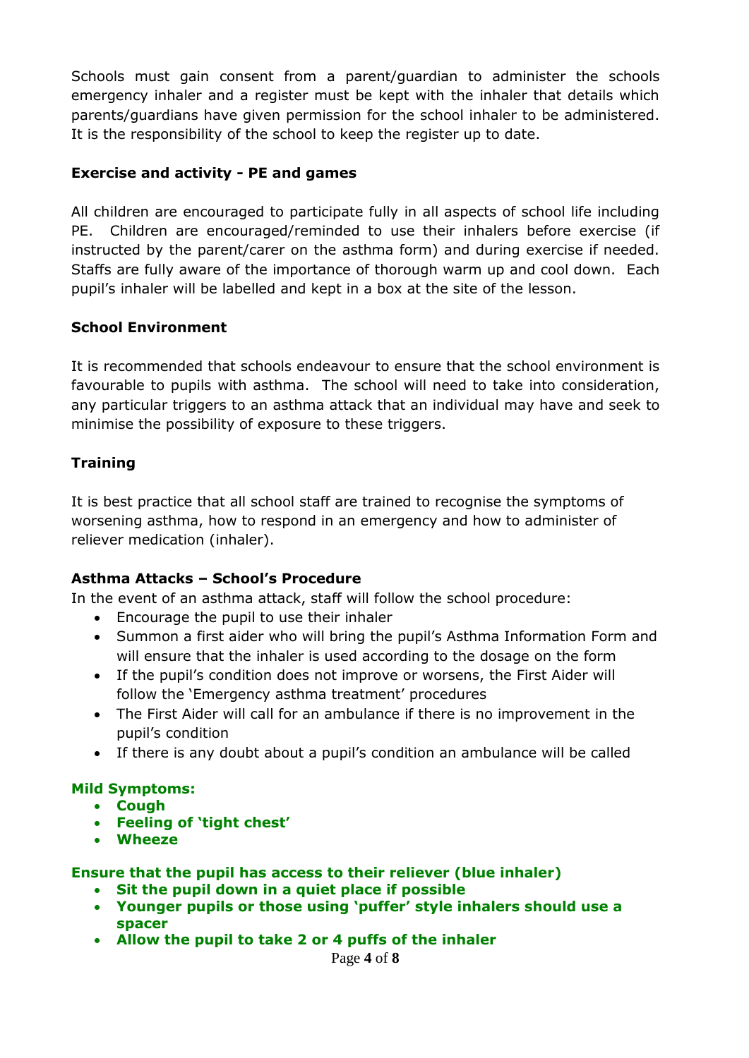Schools must gain consent from a parent/guardian to administer the schools emergency inhaler and a register must be kept with the inhaler that details which parents/guardians have given permission for the school inhaler to be administered. It is the responsibility of the school to keep the register up to date.

**Exercise and activity - PE and games**

All children are encouraged to participate fully in all aspects of school life including PE. Children are encouraged/reminded to use their inhalers before exercise (if instructed by the parent/carer on the asthma form) and during exercise if needed. Staffs are fully aware of the importance of thorough warm up and cool down. Each pupil's inhaler will be labelled and kept in a box at the site of the lesson.

**School Environment**

It is recommended that schools endeavour to ensure that the school environment is favourable to pupils with asthma. The school will need to take into consideration, any particular triggers to an asthma attack that an individual may have and seek to minimise the possibility of exposure to these triggers.

**Training**

It is best practice that all school staff are trained to recognise the symptoms of worsening asthma, how to respond in an emergency and how to administer of reliever medication (inhaler).

**Asthma Attacks – School's Procedure**

In the event of an asthma attack, staff will follow the school procedure:

- Encourage the pupil to use their inhaler
- Summon a first aider who will bring the pupil's Asthma Information Form and will ensure that the inhaler is used according to the dosage on the form
- If the pupil's condition does not improve or worsens, the First Aider will follow the 'Emergency asthma treatment' procedures
- The First Aider will call for an ambulance if there is no improvement in the pupil's condition
- If there is any doubt about a pupil's condition an ambulance will be called

**Mild Symptoms:**

- **Cough**
- **Feeling of 'tight chest'**
- **Wheeze**

**Ensure that the pupil has access to their reliever (blue inhaler)**

- **Sit the pupil down in a quiet place if possible**
- **Younger pupils or those using 'puffer' style inhalers should use a spacer**
- **Allow the pupil to take 2 or 4 puffs of the inhaler**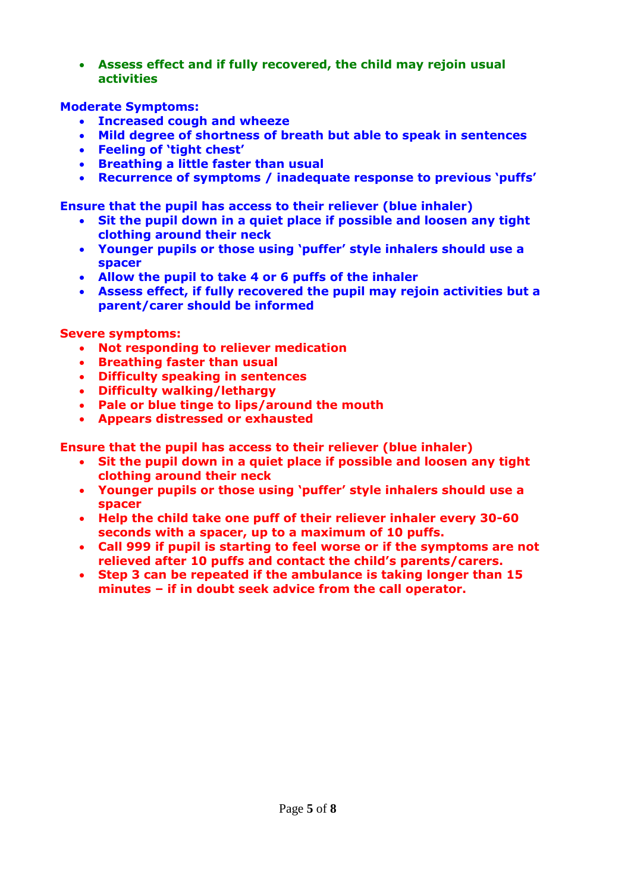- **Assess effect and if fully recovered, the child may rejoin usual activities**

**Moderate Symptoms:**

- **Increased cough and wheeze**
- **Mild degree of shortness of breath but able to speak in sentences**
- **Feeling of 'tight chest'**
- **Breathing a little faster than usual**
- **Recurrence of symptoms / inadequate response to previous 'puffs'**

**Ensure that the pupil has access to their reliever (blue inhaler)**

- **Sit the pupil down in a quiet place if possible and loosen any tight clothing around their neck**
- **Younger pupils or those using 'puffer' style inhalers should use a spacer**
- **Allow the pupil to take 4 or 6 puffs of the inhaler**
- **Assess effect, if fully recovered the pupil may rejoin activities but a parent/carer should be informed**

**Severe symptoms:**

- **Not responding to reliever medication**
- **Breathing faster than usual**
- **Difficulty speaking in sentences**
- **Difficulty walking/lethargy**
- **Pale or blue tinge to lips/around the mouth**
- **Appears distressed or exhausted**

**Ensure that the pupil has access to their reliever (blue inhaler)**

- **Sit the pupil down in a quiet place if possible and loosen any tight clothing around their neck**
- **Younger pupils or those using 'puffer' style inhalers should use a spacer**
- **Help the child take one puff of their reliever inhaler every 30-60 seconds with a spacer, up to a maximum of 10 puffs.**
- **Call 999 if pupil is starting to feel worse or if the symptoms are not relieved after 10 puffs and contact the child's parents/carers.**
- **Step 3 can be repeated if the ambulance is taking longer than 15 minutes – if in doubt seek advice from the call operator.**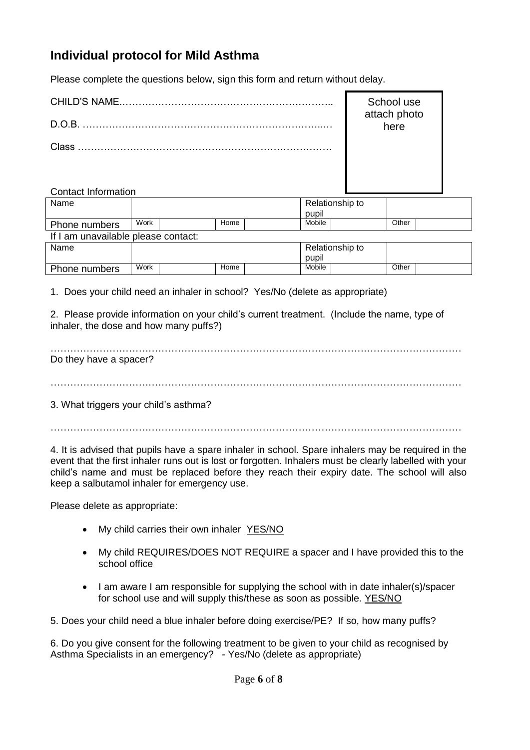## Individual protocol for Mild Asthma

Please complete the questions below, sign this form and return without delay.

CHILD'S NAME………………………………………………………..

D.O.B. ……………………………………………………………..…

Class …………………………………………………………………

School use attach photo here

Contact Information

| Name | | | | Relationship to pupil | | | |
|---|---|---|---|---|---|---|---|
| Phone numbers | Work | | Home | | Mobile | | Other |

If I am unavailable please contact:

| Name | | | | Relationship to pupil | | | |
|---|---|---|---|---|---|---|---|
| Phone numbers | Work | | Home | | Mobile | | Other |

1. Does your child need an inhaler in school? Yes/No (delete as appropriate)

2. Please provide information on your child's current treatment. (Include the name, type of inhaler, the dose and how many puffs?)

…………………………………………………………………………………………………………

Do they have a spacer?

…………………………………………………………………………………………………………

3. What triggers your child's asthma?

…………………………………………………………………………………………………………

4. It is advised that pupils have a spare inhaler in school. Spare inhalers may be required in the event that the first inhaler runs out is lost or forgotten. Inhalers must be clearly labelled with your child's name and must be replaced before they reach their expiry date. The school will also keep a salbutamol inhaler for emergency use.

Please delete as appropriate:

- My child carries their own inhaler YES/NO
- My child REQUIRES/DOES NOT REQUIRE a spacer and I have provided this to the school office
- I am aware I am responsible for supplying the school with in date inhaler(s)/spacer for school use and will supply this/these as soon as possible. YES/NO

5. Does your child need a blue inhaler before doing exercise/PE? If so, how many puffs?

6. Do you give consent for the following treatment to be given to your child as recognised by Asthma Specialists in an emergency? - Yes/No (delete as appropriate)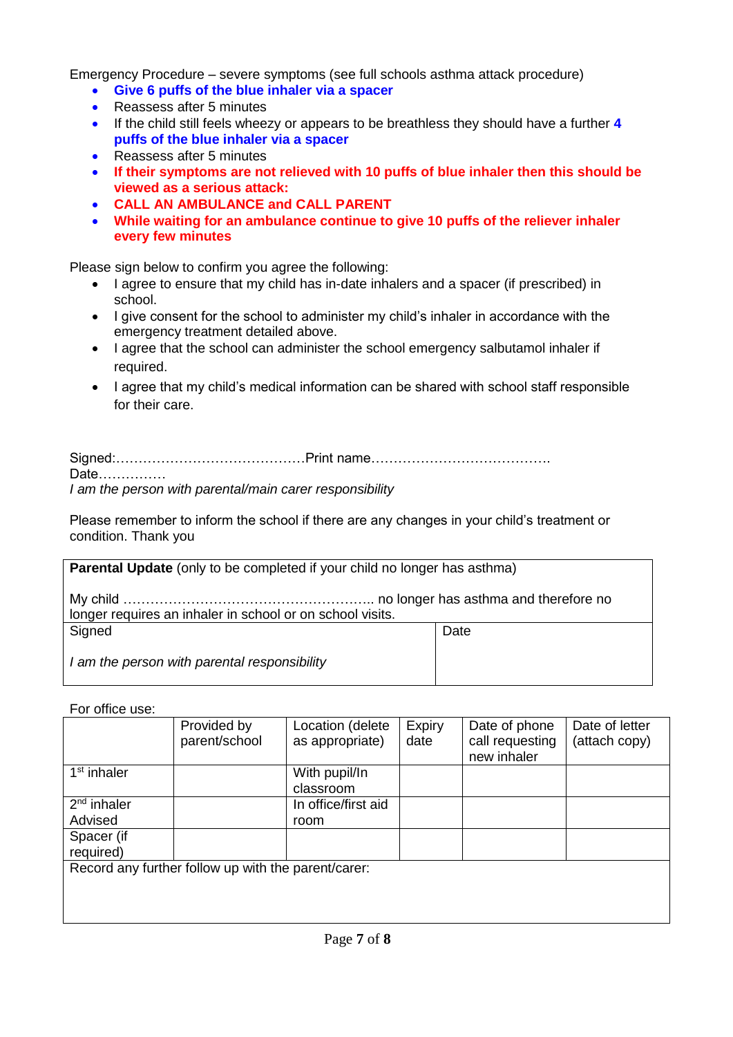Emergency Procedure – severe symptoms (see full schools asthma attack procedure)

- **Give 6 puffs of the blue inhaler via a spacer**
- Reassess after 5 minutes
- If the child still feels wheezy or appears to be breathless they should have a further **4 puffs of the blue inhaler via a spacer**
- Reassess after 5 minutes
- **If their symptoms are not relieved with 10 puffs of blue inhaler then this should be viewed as a serious attack:**
- **CALL AN AMBULANCE and CALL PARENT**
- **While waiting for an ambulance continue to give 10 puffs of the reliever inhaler every few minutes**

Please sign below to confirm you agree the following:

- I agree to ensure that my child has in-date inhalers and a spacer (if prescribed) in school.
- I give consent for the school to administer my child's inhaler in accordance with the emergency treatment detailed above.
- I agree that the school can administer the school emergency salbutamol inhaler if required.
- I agree that my child's medical information can be shared with school staff responsible for their care.

Signed:……………………………………Print name………………………………….
Date……………
*I am the person with parental/main carer responsibility*

Please remember to inform the school if there are any changes in your child's treatment or condition. Thank you

| **Parental Update** (only to be completed if your child no longer has asthma)<br><br>My child ……………………………………………….. no longer has asthma and therefore no longer requires an inhaler in school or on school visits. | |
|---|---|
| Signed<br><br>*I am the person with parental responsibility* | Date |

For office use:

| | Provided by parent/school | Location (delete as appropriate) | Expiry date | Date of phone call requesting new inhaler | Date of letter (attach copy) |
|---|---|---|---|---|---|
| 1st inhaler | | With pupil/In classroom | | | |
| 2nd inhaler Advised | | In office/first aid room | | | |
| Spacer (if required) | | | | | |
| Record any further follow up with the parent/carer: | | | | | |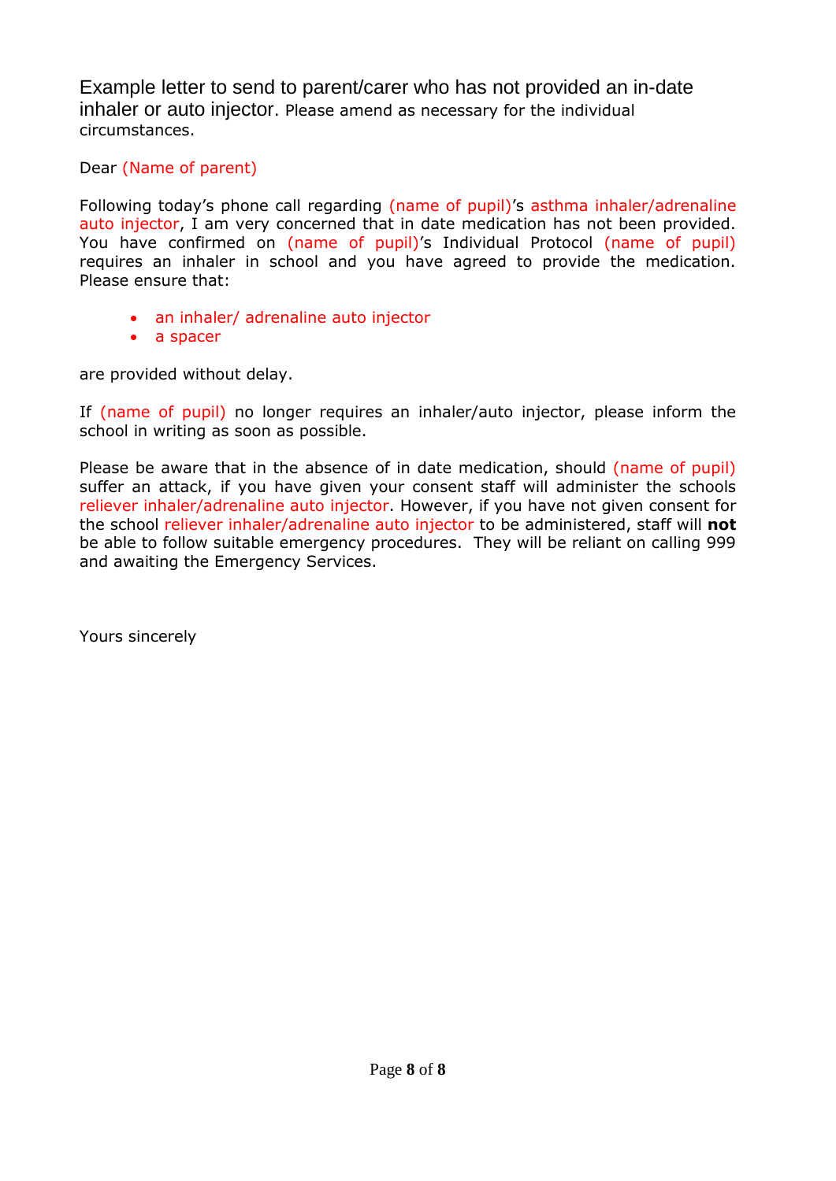Example letter to send to parent/carer who has not provided an in-date inhaler or auto injector. Please amend as necessary for the individual circumstances.

Dear (Name of parent)

Following today's phone call regarding (name of pupil)'s asthma inhaler/adrenaline auto injector, I am very concerned that in date medication has not been provided. You have confirmed on (name of pupil)'s Individual Protocol (name of pupil) requires an inhaler in school and you have agreed to provide the medication. Please ensure that:

- an inhaler/ adrenaline auto injector
- a spacer

are provided without delay.

If (name of pupil) no longer requires an inhaler/auto injector, please inform the school in writing as soon as possible.

Please be aware that in the absence of in date medication, should (name of pupil) suffer an attack, if you have given your consent staff will administer the schools reliever inhaler/adrenaline auto injector. However, if you have not given consent for the school reliever inhaler/adrenaline auto injector to be administered, staff will **not** be able to follow suitable emergency procedures. They will be reliant on calling 999 and awaiting the Emergency Services.

Yours sincerely